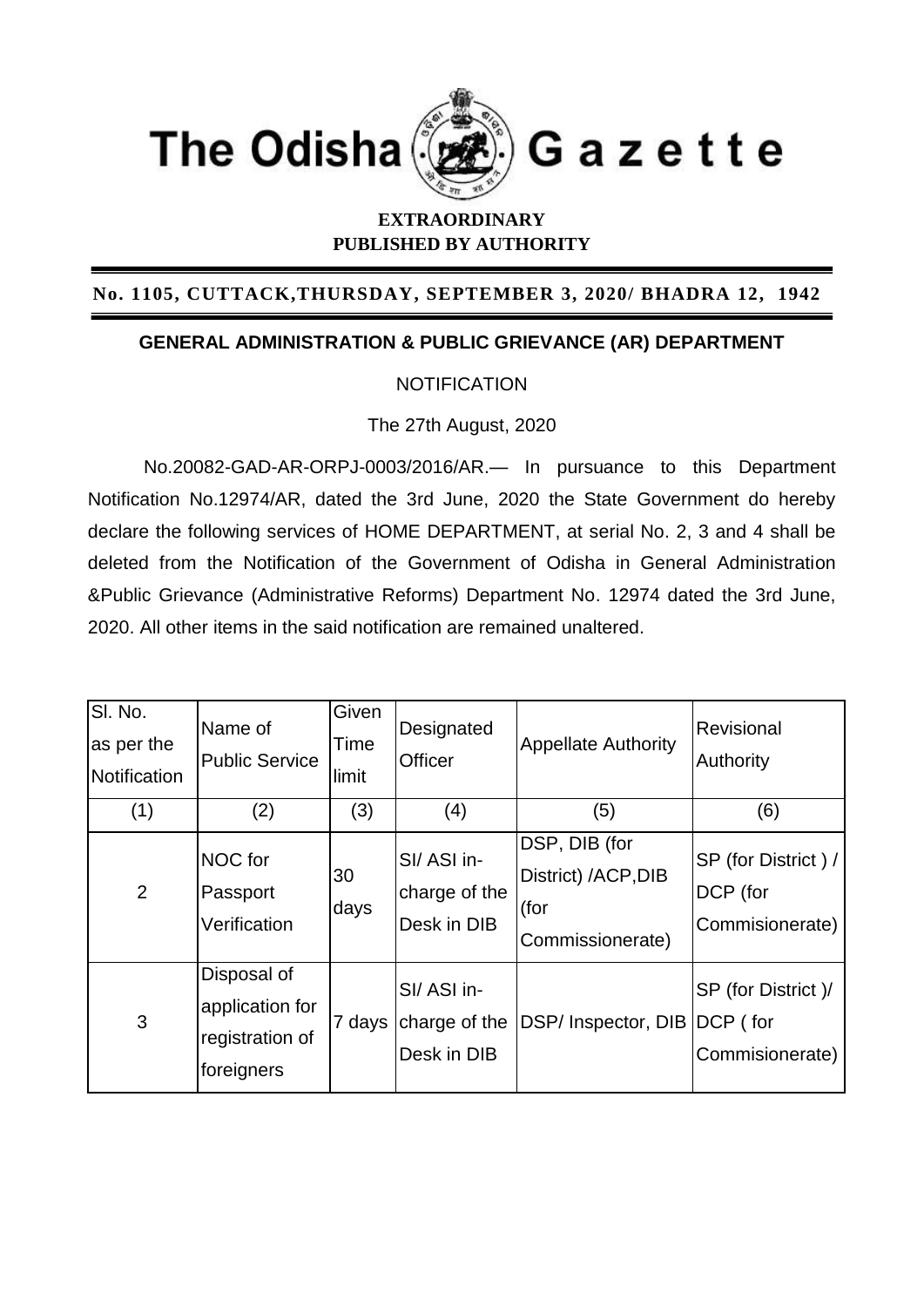# The Odisha Gazette

**EXTRAORDINARY**
**PUBLISHED BY AUTHORITY**

**No. 1105, CUTTACK,THURSDAY, SEPTEMBER 3, 2020/ BHADRA 12, 1942**

## GENERAL ADMINISTRATION & PUBLIC GRIEVANCE (AR) DEPARTMENT

NOTIFICATION

The 27th August, 2020

No.20082-GAD-AR-ORPJ-0003/2016/AR.— In pursuance to this Department Notification No.12974/AR, dated the 3rd June, 2020 the State Government do hereby declare the following services of HOME DEPARTMENT, at serial No. 2, 3 and 4 shall be deleted from the Notification of the Government of Odisha in General Administration &Public Grievance (Administrative Reforms) Department No. 12974 dated the 3rd June, 2020. All other items in the said notification are remained unaltered.

| Sl. No. as per the Notification | Name of Public Service | Given Time limit | Designated Officer | Appellate Authority | Revisional Authority |
|---|---|---|---|---|---|
| (1) | (2) | (3) | (4) | (5) | (6) |
| 2 | NOC for Passport Verification | 30 days | SI/ ASI in-charge of the Desk in DIB | DSP, DIB (for District) /ACP,DIB (for Commissionerate) | SP (for District ) / DCP (for Commisionerate) |
| 3 | Disposal of application for registration of foreigners | 7 days | SI/ ASI in-charge of the Desk in DIB | DSP/ Inspector, DIB | SP (for District )/ DCP ( for Commisionerate) |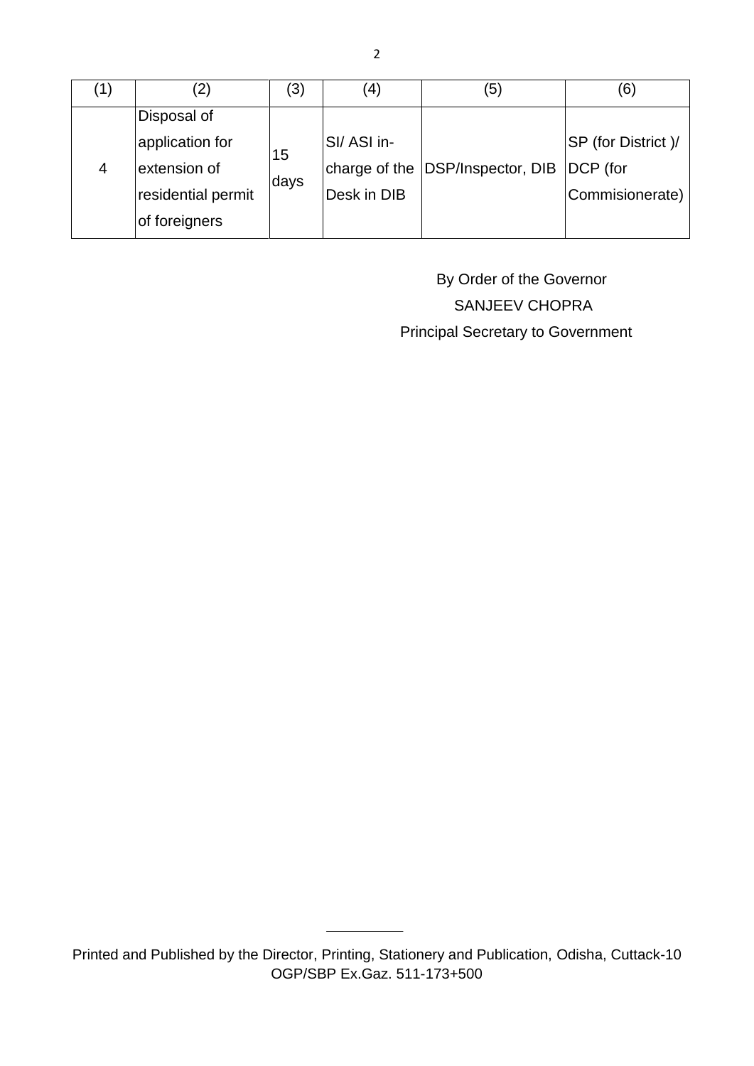| (1) | (2) | (3) | (4) | (5) | (6) |
|---|---|---|---|---|---|
| 4 | Disposal of application for extension of residential permit of foreigners | 15 days | SI/ ASI in-charge of the Desk in DIB | DSP/Inspector, DIB | SP (for District )/ DCP (for Commisionerate) |

By Order of the Governor

SANJEEV CHOPRA

Principal Secretary to Government

---

Printed and Published by the Director, Printing, Stationery and Publication, Odisha, Cuttack-10
OGP/SBP Ex.Gaz. 511-173+500